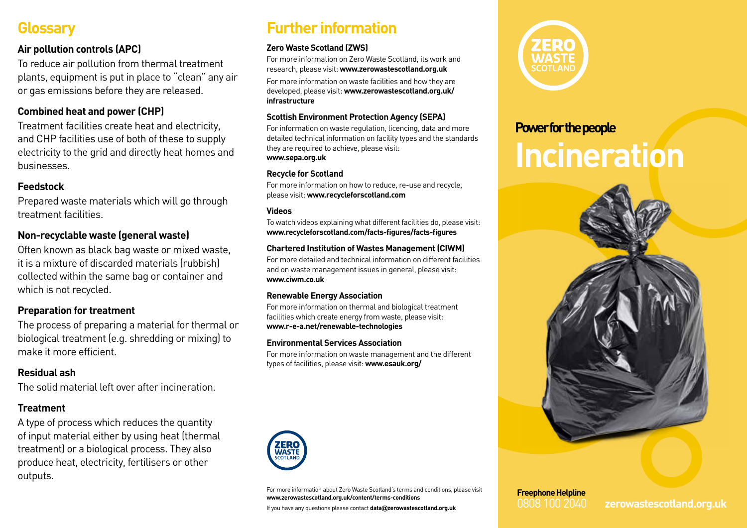## Glossary

**Air pollution controls (APC)**

To reduce air pollution from thermal treatment plants, equipment is put in place to "clean" any air or gas emissions before they are released.

**Combined heat and power (CHP)**

Treatment facilities create heat and electricity, and CHP facilities use of both of these to supply electricity to the grid and directly heat homes and businesses.

**Feedstock**

Prepared waste materials which will go through treatment facilities.

**Non-recyclable waste (general waste)**

Often known as black bag waste or mixed waste, it is a mixture of discarded materials (rubbish) collected within the same bag or container and which is not recycled.

**Preparation for treatment**

The process of preparing a material for thermal or biological treatment (e.g. shredding or mixing) to make it more efficient.

**Residual ash**

The solid material left over after incineration.

**Treatment**

A type of process which reduces the quantity of input material either by using heat (thermal treatment) or a biological process. They also produce heat, electricity, fertilisers or other outputs.

## Further information

**Zero Waste Scotland (ZWS)**

For more information on Zero Waste Scotland, its work and research, please visit: **www.zerowastescotland.org.uk**

For more information on waste facilities and how they are developed, please visit: **www.zerowastescotland.org.uk/infrastructure**

**Scottish Environment Protection Agency (SEPA)**

For information on waste regulation, licencing, data and more detailed technical information on facility types and the standards they are required to achieve, please visit: **www.sepa.org.uk**

**Recycle for Scotland**

For more information on how to reduce, re-use and recycle, please visit: **www.recycleforscotland.com**

**Videos**

To watch videos explaining what different facilities do, please visit: **www.recycleforscotland.com/facts-figures/facts-figures**

**Chartered Institution of Wastes Management (CIWM)**

For more detailed and technical information on different facilities and on waste management issues in general, please visit: **www.ciwm.co.uk**

**Renewable Energy Association**

For more information on thermal and biological treatment facilities which create energy from waste, please visit: **www.r-e-a.net/renewable-technologies**

**Environmental Services Association**

For more information on waste management and the different types of facilities, please visit: **www.esauk.org/**

For more information about Zero Waste Scotland's terms and conditions, please visit **www.zerowastescotland.org.uk/content/terms-conditions**

If you have any questions please contact **data@zerowastescotland.org.uk**

ZERO WASTE SCOTLAND

**Power for the people**

# Incineration

**Freephone Helpline**
0808 100 2040

**zerowastescotland.org.uk**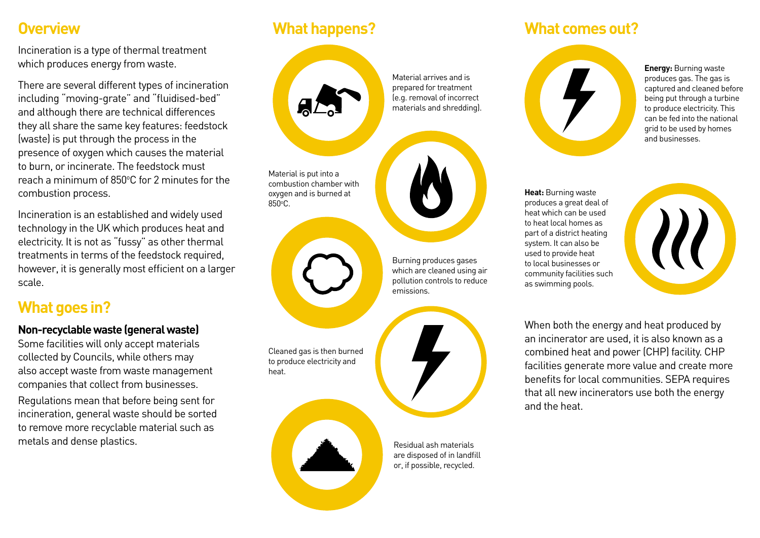## Overview

Incineration is a type of thermal treatment which produces energy from waste.

There are several different types of incineration including "moving-grate" and "fluidised-bed" and although there are technical differences they all share the same key features: feedstock (waste) is put through the process in the presence of oxygen which causes the material to burn, or incinerate. The feedstock must reach a minimum of 850°C for 2 minutes for the combustion process.

Incineration is an established and widely used technology in the UK which produces heat and electricity. It is not as "fussy" as other thermal treatments in terms of the feedstock required, however, it is generally most efficient on a larger scale.

## What goes in?

**Non-recyclable waste (general waste)**

Some facilities will only accept materials collected by Councils, while others may also accept waste from waste management companies that collect from businesses.

Regulations mean that before being sent for incineration, general waste should be sorted to remove more recyclable material such as metals and dense plastics.

## What happens?

Material arrives and is prepared for treatment (e.g. removal of incorrect materials and shredding).

Material is put into a combustion chamber with oxygen and is burned at 850°C.

Burning produces gases which are cleaned using air pollution controls to reduce emissions.

Cleaned gas is then burned to produce electricity and heat.

Residual ash materials are disposed of in landfill or, if possible, recycled.

## What comes out?

**Energy:** Burning waste produces gas. The gas is captured and cleaned before being put through a turbine to produce electricity. This can be fed into the national grid to be used by homes and businesses.

**Heat:** Burning waste produces a great deal of heat which can be used to heat local homes as part of a district heating system. It can also be used to provide heat to local businesses or community facilities such as swimming pools.

When both the energy and heat produced by an incinerator are used, it is also known as a combined heat and power (CHP) facility. CHP facilities generate more value and create more benefits for local communities. SEPA requires that all new incinerators use both the energy and the heat.